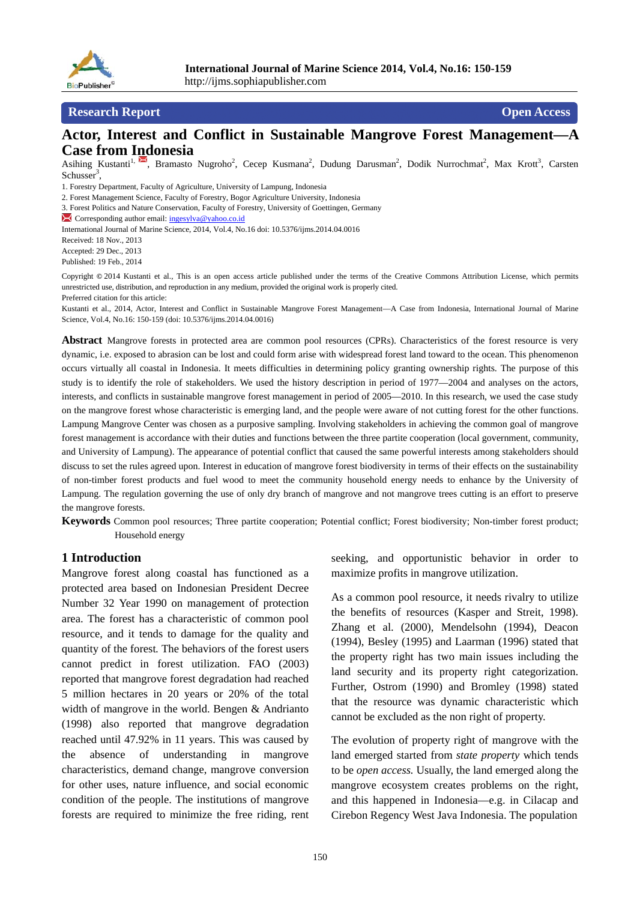Research Report Open Access

# Actor, Interest and Conflict in Sustainable Mangrove Forest Management—A Case from Indonesia

Asihing Kustanti[1], Bramasto Nugroho[2], Cecep Kusmana[2], Dudung Darusman[2], Dodik Nurrochmat[2], Max Krott[3], Carsten Schusser[3],

1. Forestry Department, Faculty of Agriculture, University of Lampung, Indonesia
2. Forest Management Science, Faculty of Forestry, Bogor Agriculture University, Indonesia
3. Forest Politics and Nature Conservation, Faculty of Forestry, University of Goettingen, Germany

Corresponding author email: ingesylva@yahoo.co.id

International Journal of Marine Science, 2014, Vol.4, No.16 doi: 10.5376/ijms.2014.04.0016

Received: 18 Nov., 2013

Accepted: 29 Dec., 2013

Published: 19 Feb., 2014

Copyright © 2014 Kustanti et al., This is an open access article published under the terms of the Creative Commons Attribution License, which permits unrestricted use, distribution, and reproduction in any medium, provided the original work is properly cited.

Preferred citation for this article:

Kustanti et al., 2014, Actor, Interest and Conflict in Sustainable Mangrove Forest Management—A Case from Indonesia, International Journal of Marine Science, Vol.4, No.16: 150-159 (doi: 10.5376/ijms.2014.04.0016)

**Abstract** Mangrove forests in protected area are common pool resources (CPRs). Characteristics of the forest resource is very dynamic, i.e. exposed to abrasion can be lost and could form arise with widespread forest land toward to the ocean. This phenomenon occurs virtually all coastal in Indonesia. It meets difficulties in determining policy granting ownership rights. The purpose of this study is to identify the role of stakeholders. We used the history description in period of 1977—2004 and analyses on the actors, interests, and conflicts in sustainable mangrove forest management in period of 2005—2010. In this research, we used the case study on the mangrove forest whose characteristic is emerging land, and the people were aware of not cutting forest for the other functions. Lampung Mangrove Center was chosen as a purposive sampling. Involving stakeholders in achieving the common goal of mangrove forest management is accordance with their duties and functions between the three partite cooperation (local government, community, and University of Lampung). The appearance of potential conflict that caused the same powerful interests among stakeholders should discuss to set the rules agreed upon. Interest in education of mangrove forest biodiversity in terms of their effects on the sustainability of non-timber forest products and fuel wood to meet the community household energy needs to enhance by the University of Lampung. The regulation governing the use of only dry branch of mangrove and not mangrove trees cutting is an effort to preserve the mangrove forests.

**Keywords** Common pool resources; Three partite cooperation; Potential conflict; Forest biodiversity; Non-timber forest product; Household energy

## 1 Introduction

Mangrove forest along coastal has functioned as a protected area based on Indonesian President Decree Number 32 Year 1990 on management of protection area. The forest has a characteristic of common pool resource, and it tends to damage for the quality and quantity of the forest. The behaviors of the forest users cannot predict in forest utilization. FAO (2003) reported that mangrove forest degradation had reached 5 million hectares in 20 years or 20% of the total width of mangrove in the world. Bengen & Andrianto (1998) also reported that mangrove degradation reached until 47.92% in 11 years. This was caused by the absence of understanding in mangrove characteristics, demand change, mangrove conversion for other uses, nature influence, and social economic condition of the people. The institutions of mangrove forests are required to minimize the free riding, rent seeking, and opportunistic behavior in order to maximize profits in mangrove utilization.

As a common pool resource, it needs rivalry to utilize the benefits of resources (Kasper and Streit, 1998). Zhang et al. (2000), Mendelsohn (1994), Deacon (1994), Besley (1995) and Laarman (1996) stated that the property right has two main issues including the land security and its property right categorization. Further, Ostrom (1990) and Bromley (1998) stated that the resource was dynamic characteristic which cannot be excluded as the non right of property.

The evolution of property right of mangrove with the land emerged started from *state property* which tends to be *open access*. Usually, the land emerged along the mangrove ecosystem creates problems on the right, and this happened in Indonesia—e.g. in Cilacap and Cirebon Regency West Java Indonesia. The population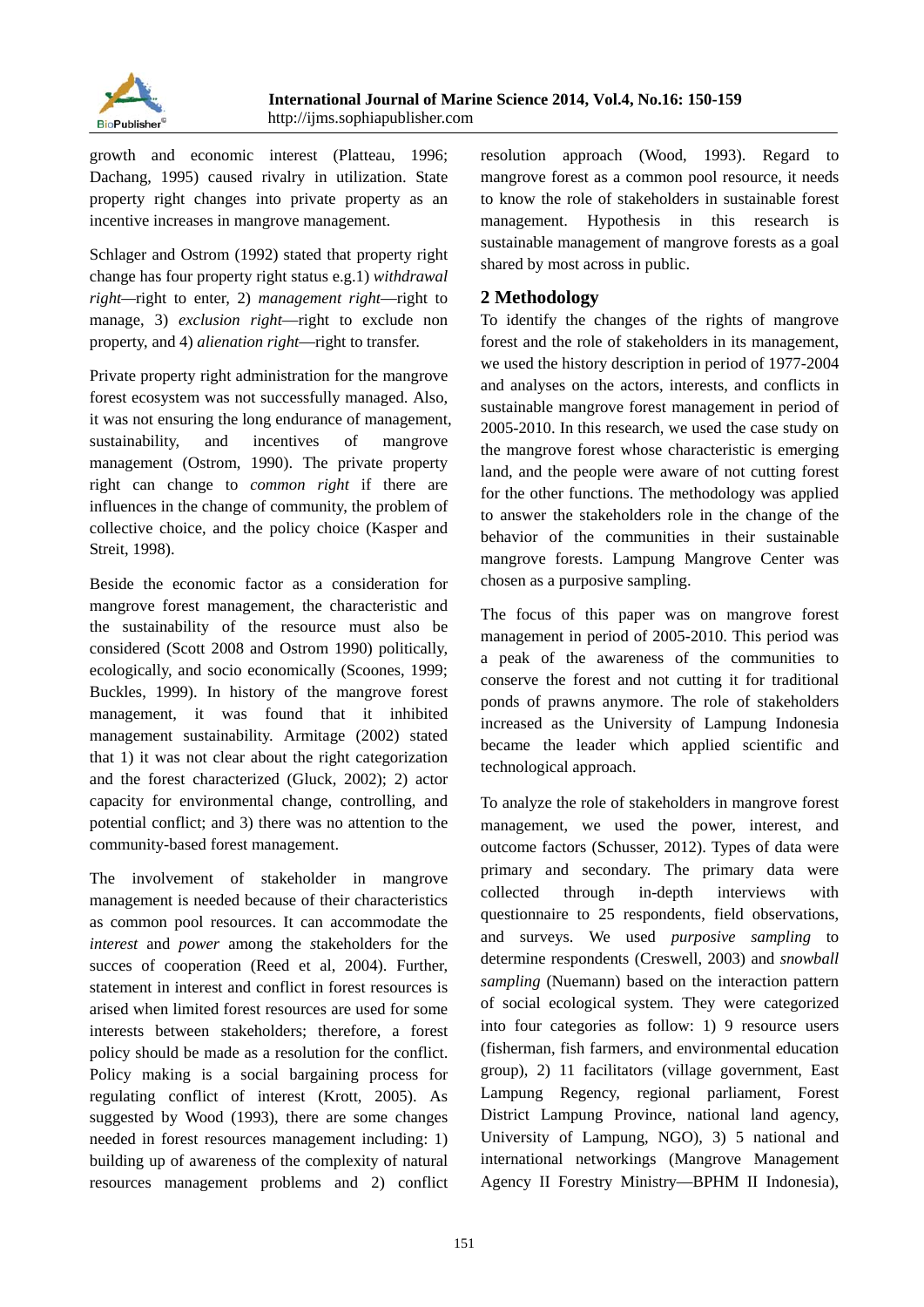growth and economic interest (Platteau, 1996; Dachang, 1995) caused rivalry in utilization. State property right changes into private property as an incentive increases in mangrove management.

Schlager and Ostrom (1992) stated that property right change has four property right status e.g.1) *withdrawal right*—right to enter, 2) *management right*—right to manage, 3) *exclusion right*—right to exclude non property, and 4) *alienation right*—right to transfer.

Private property right administration for the mangrove forest ecosystem was not successfully managed. Also, it was not ensuring the long endurance of management, sustainability, and incentives of mangrove management (Ostrom, 1990). The private property right can change to *common right* if there are influences in the change of community, the problem of collective choice, and the policy choice (Kasper and Streit, 1998).

Beside the economic factor as a consideration for mangrove forest management, the characteristic and the sustainability of the resource must also be considered (Scott 2008 and Ostrom 1990) politically, ecologically, and socio economically (Scoones, 1999; Buckles, 1999). In history of the mangrove forest management, it was found that it inhibited management sustainability. Armitage (2002) stated that 1) it was not clear about the right categorization and the forest characterized (Gluck, 2002); 2) actor capacity for environmental change, controlling, and potential conflict; and 3) there was no attention to the community-based forest management.

The involvement of stakeholder in mangrove management is needed because of their characteristics as common pool resources. It can accommodate the *interest* and *power* among the stakeholders for the succes of cooperation (Reed et al, 2004). Further, statement in interest and conflict in forest resources is arised when limited forest resources are used for some interests between stakeholders; therefore, a forest policy should be made as a resolution for the conflict. Policy making is a social bargaining process for regulating conflict of interest (Krott, 2005). As suggested by Wood (1993), there are some changes needed in forest resources management including: 1) building up of awareness of the complexity of natural resources management problems and 2) conflict resolution approach (Wood, 1993). Regard to mangrove forest as a common pool resource, it needs to know the role of stakeholders in sustainable forest management. Hypothesis in this research is sustainable management of mangrove forests as a goal shared by most across in public.

## 2 Methodology

To identify the changes of the rights of mangrove forest and the role of stakeholders in its management, we used the history description in period of 1977-2004 and analyses on the actors, interests, and conflicts in sustainable mangrove forest management in period of 2005-2010. In this research, we used the case study on the mangrove forest whose characteristic is emerging land, and the people were aware of not cutting forest for the other functions. The methodology was applied to answer the stakeholders role in the change of the behavior of the communities in their sustainable mangrove forests. Lampung Mangrove Center was chosen as a purposive sampling.

The focus of this paper was on mangrove forest management in period of 2005-2010. This period was a peak of the awareness of the communities to conserve the forest and not cutting it for traditional ponds of prawns anymore. The role of stakeholders increased as the University of Lampung Indonesia became the leader which applied scientific and technological approach.

To analyze the role of stakeholders in mangrove forest management, we used the power, interest, and outcome factors (Schusser, 2012). Types of data were primary and secondary. The primary data were collected through in-depth interviews with questionnaire to 25 respondents, field observations, and surveys. We used *purposive sampling* to determine respondents (Creswell, 2003) and *snowball sampling* (Nuemann) based on the interaction pattern of social ecological system. They were categorized into four categories as follow: 1) 9 resource users (fisherman, fish farmers, and environmental education group), 2) 11 facilitators (village government, East Lampung Regency, regional parliament, Forest District Lampung Province, national land agency, University of Lampung, NGO), 3) 5 national and international networkings (Mangrove Management Agency II Forestry Ministry—BPHM II Indonesia),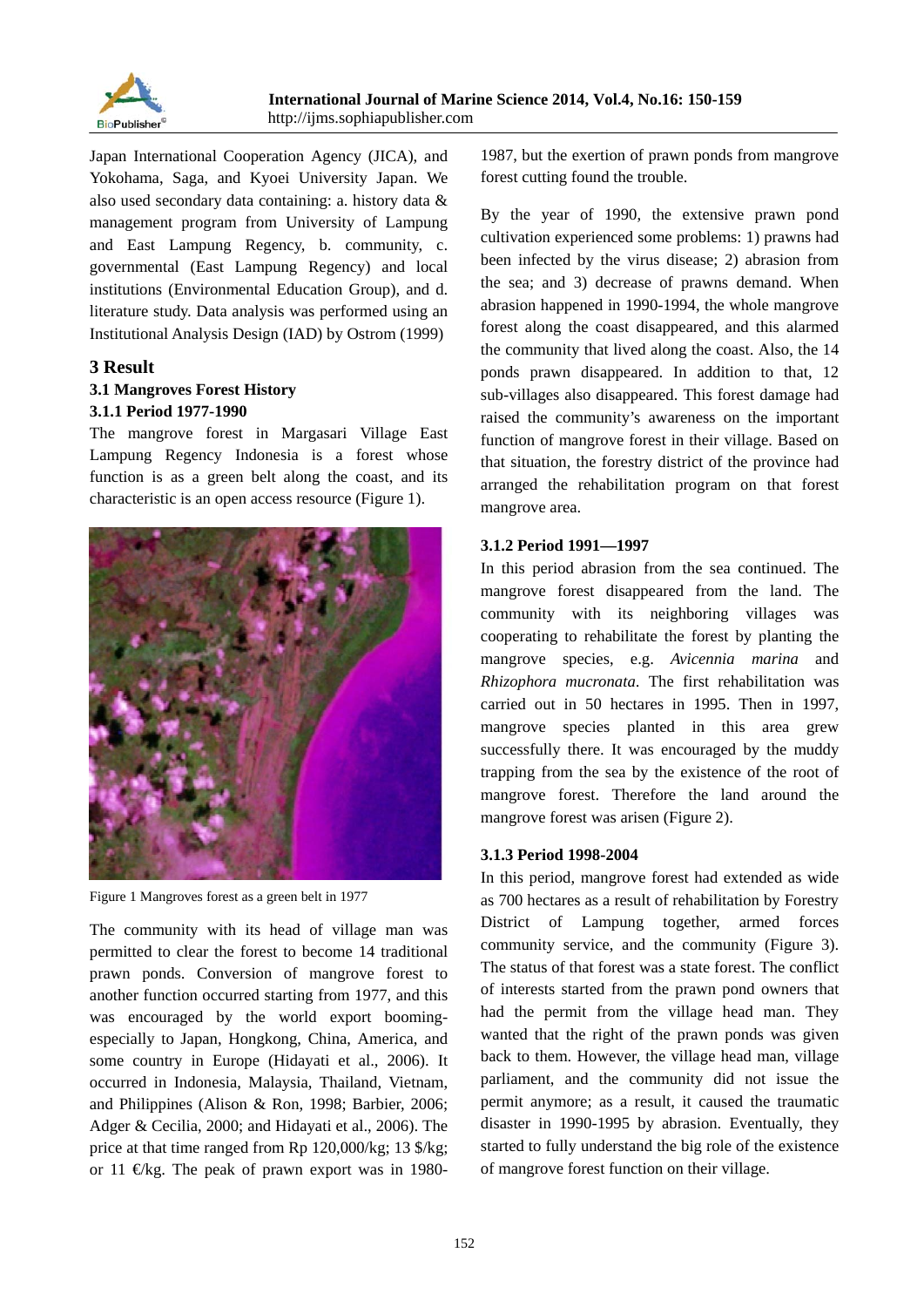Japan International Cooperation Agency (JICA), and Yokohama, Saga, and Kyoei University Japan. We also used secondary data containing: a. history data & management program from University of Lampung and East Lampung Regency, b. community, c. governmental (East Lampung Regency) and local institutions (Environmental Education Group), and d. literature study. Data analysis was performed using an Institutional Analysis Design (IAD) by Ostrom (1999)

## 3 Result

### 3.1 Mangroves Forest History

#### 3.1.1 Period 1977-1990

The mangrove forest in Margasari Village East Lampung Regency Indonesia is a forest whose function is as a green belt along the coast, and its characteristic is an open access resource (Figure 1).

Figure 1 Mangroves forest as a green belt in 1977

The community with its head of village man was permitted to clear the forest to become 14 traditional prawn ponds. Conversion of mangrove forest to another function occurred starting from 1977, and this was encouraged by the world export booming-especially to Japan, Hongkong, China, America, and some country in Europe (Hidayati et al., 2006). It occurred in Indonesia, Malaysia, Thailand, Vietnam, and Philippines (Alison & Ron, 1998; Barbier, 2006; Adger & Cecilia, 2000; and Hidayati et al., 2006). The price at that time ranged from Rp 120,000/kg; 13 $/kg; or 11 €/kg. The peak of prawn export was in 1980-1987, but the exertion of prawn ponds from mangrove forest cutting found the trouble.

By the year of 1990, the extensive prawn pond cultivation experienced some problems: 1) prawns had been infected by the virus disease; 2) abrasion from the sea; and 3) decrease of prawns demand. When abrasion happened in 1990-1994, the whole mangrove forest along the coast disappeared, and this alarmed the community that lived along the coast. Also, the 14 ponds prawn disappeared. In addition to that, 12 sub-villages also disappeared. This forest damage had raised the community's awareness on the important function of mangrove forest in their village. Based on that situation, the forestry district of the province had arranged the rehabilitation program on that forest mangrove area.

#### 3.1.2 Period 1991—1997

In this period abrasion from the sea continued. The mangrove forest disappeared from the land. The community with its neighboring villages was cooperating to rehabilitate the forest by planting the mangrove species, e.g. *Avicennia marina* and *Rhizophora mucronata*. The first rehabilitation was carried out in 50 hectares in 1995. Then in 1997, mangrove species planted in this area grew successfully there. It was encouraged by the muddy trapping from the sea by the existence of the root of mangrove forest. Therefore the land around the mangrove forest was arisen (Figure 2).

#### 3.1.3 Period 1998-2004

In this period, mangrove forest had extended as wide as 700 hectares as a result of rehabilitation by Forestry District of Lampung together, armed forces community service, and the community (Figure 3). The status of that forest was a state forest. The conflict of interests started from the prawn pond owners that had the permit from the village head man. They wanted that the right of the prawn ponds was given back to them. However, the village head man, village parliament, and the community did not issue the permit anymore; as a result, it caused the traumatic disaster in 1990-1995 by abrasion. Eventually, they started to fully understand the big role of the existence of mangrove forest function on their village.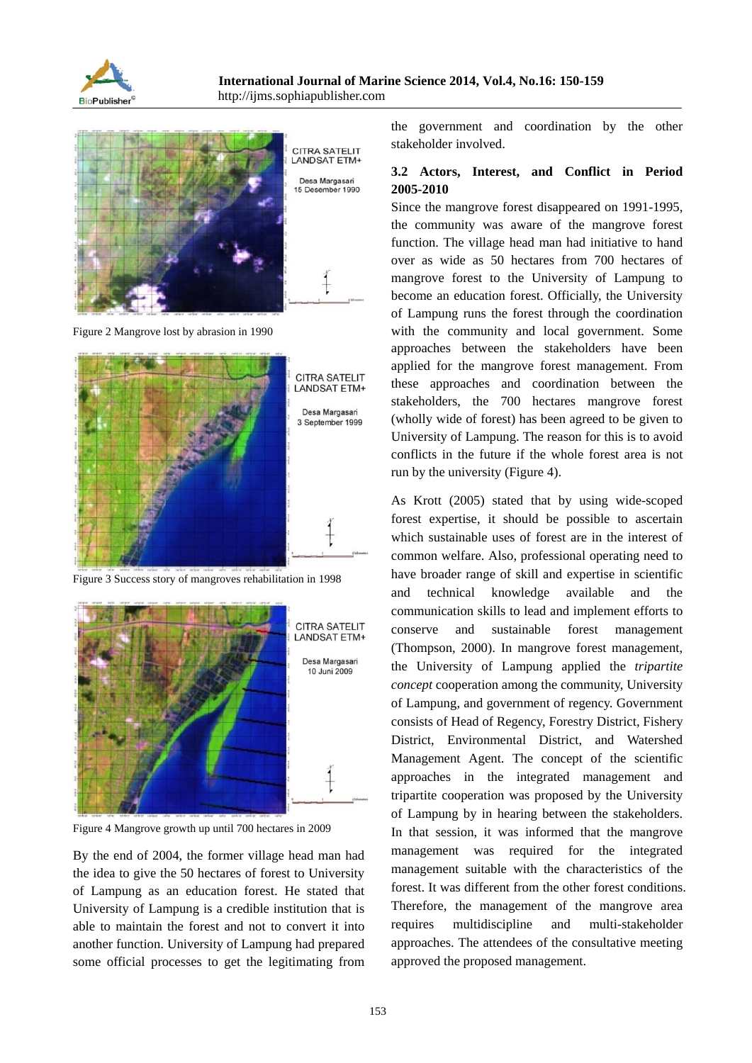Figure 2 Mangrove lost by abrasion in 1990

Figure 3 Success story of mangroves rehabilitation in 1998

Figure 4 Mangrove growth up until 700 hectares in 2009

By the end of 2004, the former village head man had the idea to give the 50 hectares of forest to University of Lampung as an education forest. He stated that University of Lampung is a credible institution that is able to maintain the forest and not to convert it into another function. University of Lampung had prepared some official processes to get the legitimating from the government and coordination by the other stakeholder involved.

### 3.2 Actors, Interest, and Conflict in Period 2005-2010

Since the mangrove forest disappeared on 1991-1995, the community was aware of the mangrove forest function. The village head man had initiative to hand over as wide as 50 hectares from 700 hectares of mangrove forest to the University of Lampung to become an education forest. Officially, the University of Lampung runs the forest through the coordination with the community and local government. Some approaches between the stakeholders have been applied for the mangrove forest management. From these approaches and coordination between the stakeholders, the 700 hectares mangrove forest (wholly wide of forest) has been agreed to be given to University of Lampung. The reason for this is to avoid conflicts in the future if the whole forest area is not run by the university (Figure 4).

As Krott (2005) stated that by using wide-scoped forest expertise, it should be possible to ascertain which sustainable uses of forest are in the interest of common welfare. Also, professional operating need to have broader range of skill and expertise in scientific and technical knowledge available and the communication skills to lead and implement efforts to conserve and sustainable forest management (Thompson, 2000). In mangrove forest management, the University of Lampung applied the *tripartite concept* cooperation among the community, University of Lampung, and government of regency. Government consists of Head of Regency, Forestry District, Fishery District, Environmental District, and Watershed Management Agent. The concept of the scientific approaches in the integrated management and tripartite cooperation was proposed by the University of Lampung by in hearing between the stakeholders. In that session, it was informed that the mangrove management was required for the integrated management suitable with the characteristics of the forest. It was different from the other forest conditions. Therefore, the management of the mangrove area requires multidiscipline and multi-stakeholder approaches. The attendees of the consultative meeting approved the proposed management.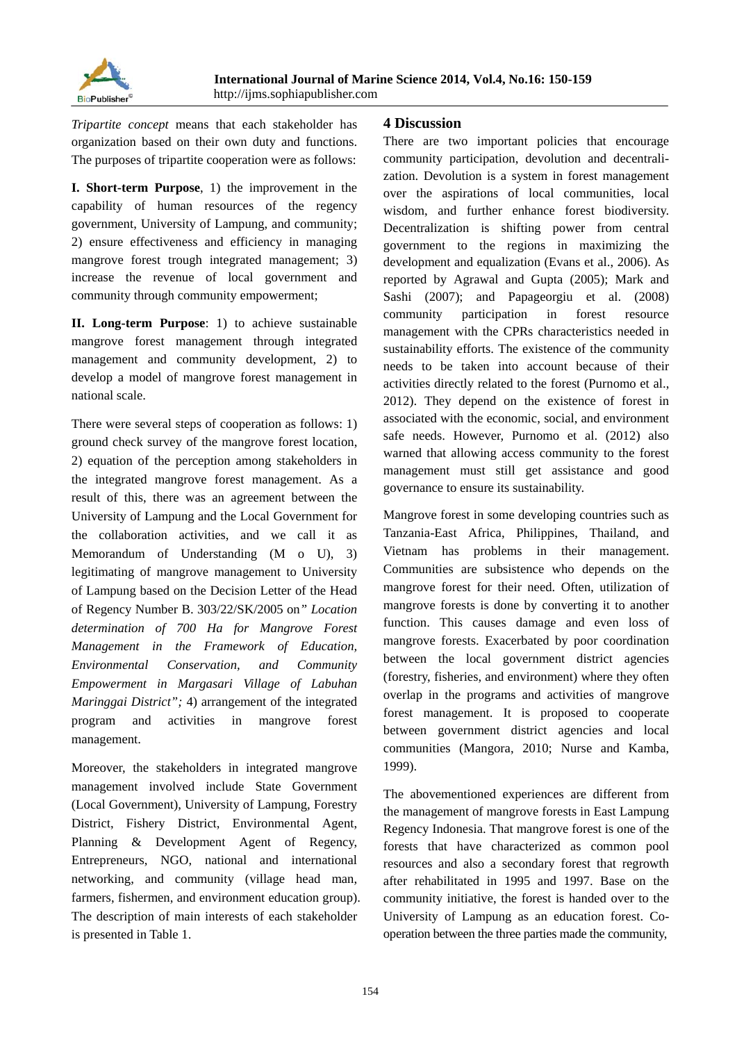*Tripartite concept* means that each stakeholder has organization based on their own duty and functions. The purposes of tripartite cooperation were as follows:

**I. Short-term Purpose**, 1) the improvement in the capability of human resources of the regency government, University of Lampung, and community; 2) ensure effectiveness and efficiency in managing mangrove forest trough integrated management; 3) increase the revenue of local government and community through community empowerment;

**II. Long-term Purpose**: 1) to achieve sustainable mangrove forest management through integrated management and community development, 2) to develop a model of mangrove forest management in national scale.

There were several steps of cooperation as follows: 1) ground check survey of the mangrove forest location, 2) equation of the perception among stakeholders in the integrated mangrove forest management. As a result of this, there was an agreement between the University of Lampung and the Local Government for the collaboration activities, and we call it as Memorandum of Understanding (M o U), 3) legitimating of mangrove management to University of Lampung based on the Decision Letter of the Head of Regency Number B. 303/22/SK/2005 on*" Location determination of 700 Ha for Mangrove Forest Management in the Framework of Education, Environmental Conservation, and Community Empowerment in Margasari Village of Labuhan Maringgai District";* 4) arrangement of the integrated program and activities in mangrove forest management.

Moreover, the stakeholders in integrated mangrove management involved include State Government (Local Government), University of Lampung, Forestry District, Fishery District, Environmental Agent, Planning & Development Agent of Regency, Entrepreneurs, NGO, national and international networking, and community (village head man, farmers, fishermen, and environment education group). The description of main interests of each stakeholder is presented in Table 1.

## 4 Discussion

There are two important policies that encourage community participation, devolution and decentralization. Devolution is a system in forest management over the aspirations of local communities, local wisdom, and further enhance forest biodiversity. Decentralization is shifting power from central government to the regions in maximizing the development and equalization (Evans et al., 2006). As reported by Agrawal and Gupta (2005); Mark and Sashi (2007); and Papageorgiu et al. (2008) community participation in forest resource management with the CPRs characteristics needed in sustainability efforts. The existence of the community needs to be taken into account because of their activities directly related to the forest (Purnomo et al., 2012). They depend on the existence of forest in associated with the economic, social, and environment safe needs. However, Purnomo et al. (2012) also warned that allowing access community to the forest management must still get assistance and good governance to ensure its sustainability.

Mangrove forest in some developing countries such as Tanzania-East Africa, Philippines, Thailand, and Vietnam has problems in their management. Communities are subsistence who depends on the mangrove forest for their need. Often, utilization of mangrove forests is done by converting it to another function. This causes damage and even loss of mangrove forests. Exacerbated by poor coordination between the local government district agencies (forestry, fisheries, and environment) where they often overlap in the programs and activities of mangrove forest management. It is proposed to cooperate between government district agencies and local communities (Mangora, 2010; Nurse and Kamba, 1999).

The abovementioned experiences are different from the management of mangrove forests in East Lampung Regency Indonesia. That mangrove forest is one of the forests that have characterized as common pool resources and also a secondary forest that regrowth after rehabilitated in 1995 and 1997. Base on the community initiative, the forest is handed over to the University of Lampung as an education forest. Co-operation between the three parties made the community,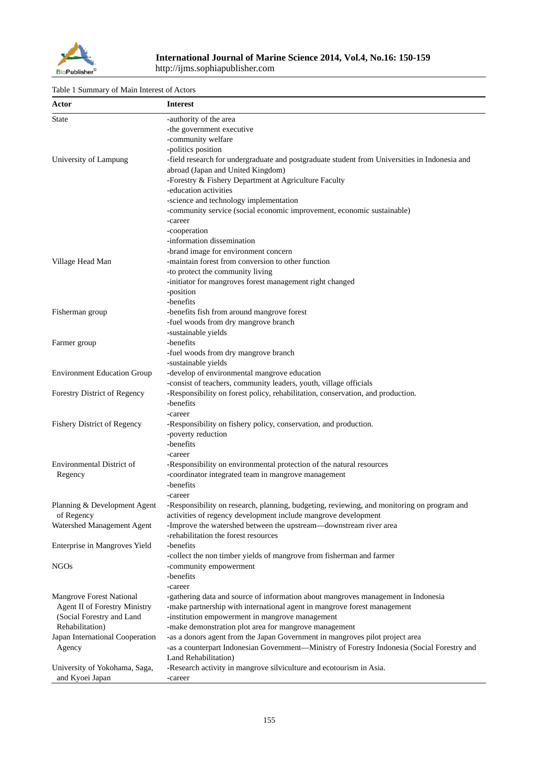Table 1 Summary of Main Interest of Actors

| Actor | Interest |
| --- | --- |
| State | -authority of the area<br>-the government executive<br>-community welfare<br>-politics position |
| University of Lampung | -field research for undergraduate and postgraduate student from Universities in Indonesia and abroad (Japan and United Kingdom)<br>-Forestry & Fishery Department at Agriculture Faculty<br>-education activities<br>-science and technology implementation<br>-community service (social economic improvement, economic sustainable)<br>-career<br>-cooperation<br>-information dissemination<br>-brand image for environment concern |
| Village Head Man | -maintain forest from conversion to other function<br>-to protect the community living<br>-initiator for mangroves forest management right changed<br>-position<br>-benefits |
| Fisherman group | -benefits fish from around mangrove forest<br>-fuel woods from dry mangrove branch<br>-sustainable yields |
| Farmer group | -benefits<br>-fuel woods from dry mangrove branch<br>-sustainable yields |
| Environment Education Group | -develop of environmental mangrove education<br>-consist of teachers, community leaders, youth, village officials |
| Forestry District of Regency | -Responsibility on forest policy, rehabilitation, conservation, and production.<br>-benefits<br>-career |
| Fishery District of Regency | -Responsibility on fishery policy, conservation, and production.<br>-poverty reduction<br>-benefits<br>-career |
| Environmental District of Regency | -Responsibility on environmental protection of the natural resources<br>-coordinator integrated team in mangrove management<br>-benefits<br>-career |
| Planning & Development Agent of Regency | -Responsibility on research, planning, budgeting, reviewing, and monitoring on program and activities of regency development include mangrove development |
| Watershed Management Agent | -Improve the watershed between the upstream—downstream river area<br>-rehabilitation the forest resources |
| Enterprise in Mangroves Yield | -benefits<br>-collect the non timber yields of mangrove from fisherman and farmer |
| NGOs | -community empowerment<br>-benefits<br>-career |
| Mangrove Forest National Agent II of Forestry Ministry (Social Forestry and Land Rehabilitation) | -gathering data and source of information about mangroves management in Indonesia<br>-make partnership with international agent in mangrove forest management<br>-institution empowerment in mangrove management<br>-make demonstration plot area for mangrove management |
| Japan International Cooperation Agency | -as a donors agent from the Japan Government in mangroves pilot project area<br>-as a counterpart Indonesian Government—Ministry of Forestry Indonesia (Social Forestry and Land Rehabilitation) |
| University of Yokohama, Saga, and Kyoei Japan | -Research activity in mangrove silviculture and ecotourism in Asia.<br>-career |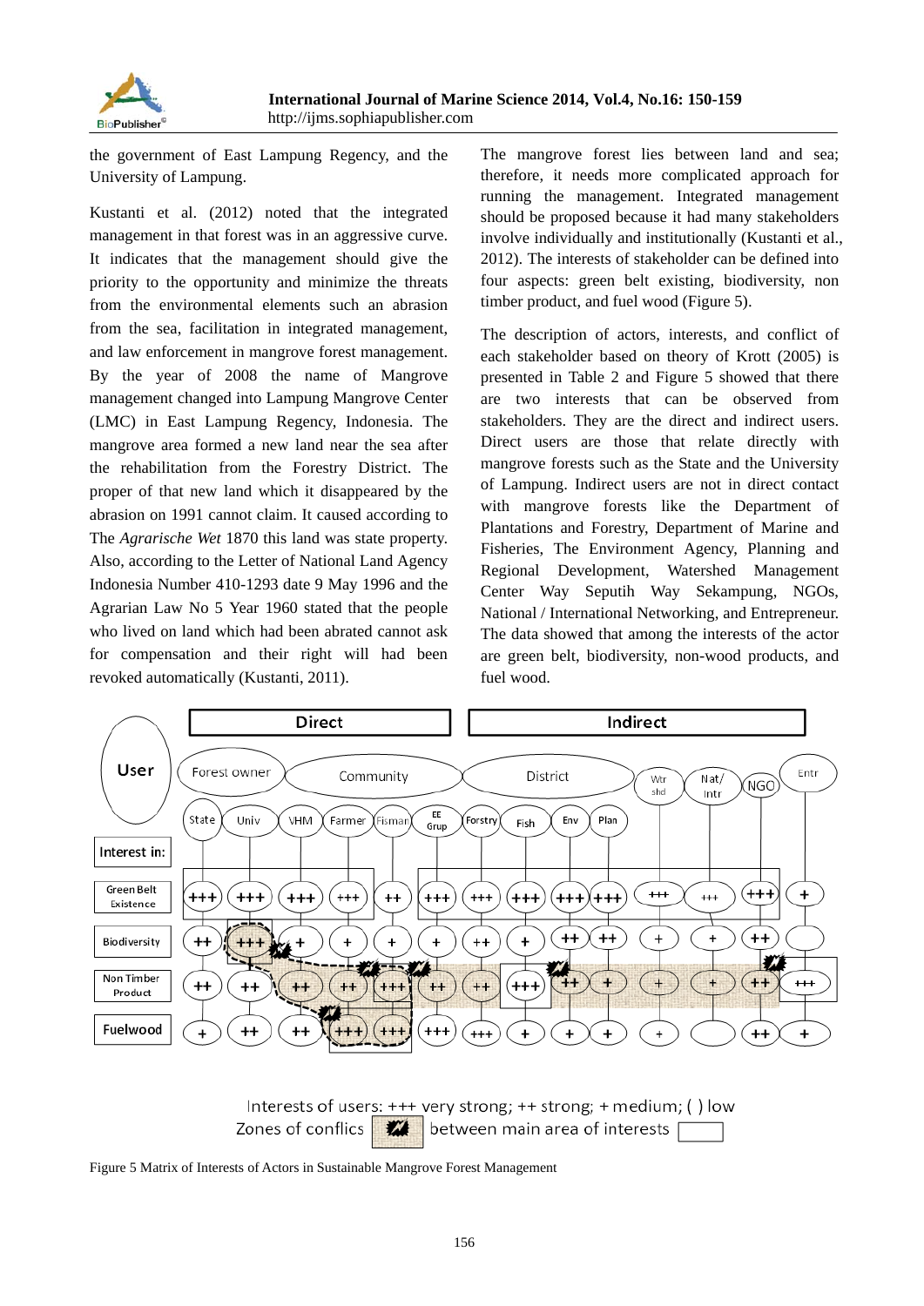the government of East Lampung Regency, and the University of Lampung.

Kustanti et al. (2012) noted that the integrated management in that forest was in an aggressive curve. It indicates that the management should give the priority to the opportunity and minimize the threats from the environmental elements such an abrasion from the sea, facilitation in integrated management, and law enforcement in mangrove forest management. By the year of 2008 the name of Mangrove management changed into Lampung Mangrove Center (LMC) in East Lampung Regency, Indonesia. The mangrove area formed a new land near the sea after the rehabilitation from the Forestry District. The proper of that new land which it disappeared by the abrasion on 1991 cannot claim. It caused according to The *Agrarische Wet* 1870 this land was state property. Also, according to the Letter of National Land Agency Indonesia Number 410-1293 date 9 May 1996 and the Agrarian Law No 5 Year 1960 stated that the people who lived on land which had been abrated cannot ask for compensation and their right will had been revoked automatically (Kustanti, 2011).

The mangrove forest lies between land and sea; therefore, it needs more complicated approach for running the management. Integrated management should be proposed because it had many stakeholders involve individually and institutionally (Kustanti et al., 2012). The interests of stakeholder can be defined into four aspects: green belt existing, biodiversity, non timber product, and fuel wood (Figure 5).

The description of actors, interests, and conflict of each stakeholder based on theory of Krott (2005) is presented in Table 2 and Figure 5 showed that there are two interests that can be observed from stakeholders. They are the direct and indirect users. Direct users are those that relate directly with mangrove forests such as the State and the University of Lampung. Indirect users are not in direct contact with mangrove forests like the Department of Plantations and Forestry, Department of Marine and Fisheries, The Environment Agency, Planning and Regional Development, Watershed Management Center Way Seputih Way Sekampung, NGOs, National / International Networking, and Entrepreneur. The data showed that among the interests of the actor are green belt, biodiversity, non-wood products, and fuel wood.

| User | Direct | | | | | | Indirect | | | | | | | |
|---|---|---|---|---|---|---|---|---|---|---|---|---|---|---|
| | Forest owner | | Community | | | | District | | | | Wtr shd | Nat/ Intr | NGO | Entr |
| | State | Univ | VHM | Farmer | Fisman | EE Grup | Forstry | Fish | Env | Plan | | | | |
| **Interest in:** | | | | | | | | | | | | | | |
| Green Belt Existence | +++ | +++ | +++ | +++ | ++ | +++ | +++ | +++ | +++ | +++ | +++ | +++ | +++ | + |
| Biodiversity | ++ | +++ | + | + | + | + | ++ | + | ++ | ++ | + | + | ++ | ( ) |
| Non Timber Product | ++ | ++ | ++ | ++ | +++ | ++ | ++ | +++ | ++ | + | + | + | ++ | +++ |
| Fuelwood | + | ++ | ++ | +++ | +++ | +++ | +++ | + | + | + | + | ( ) | ++ | + |

Interests of users: +++ very strong; ++ strong; + medium; ( ) low

Zones of conflicts ▨ between main area of interests ☐

Figure 5 Matrix of Interests of Actors in Sustainable Mangrove Forest Management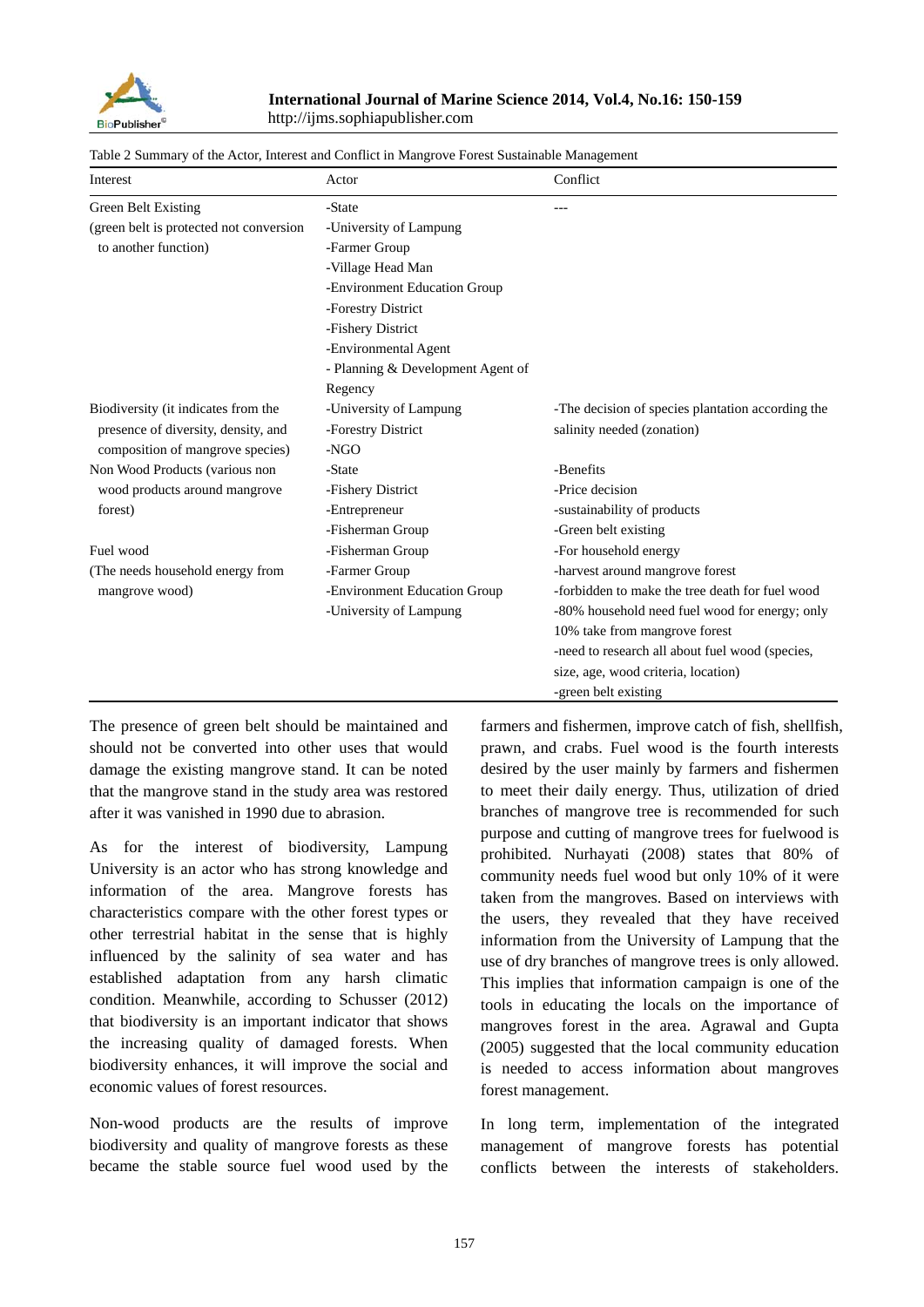Table 2 Summary of the Actor, Interest and Conflict in Mangrove Forest Sustainable Management

| Interest | Actor | Conflict |
|---|---|---|
| Green Belt Existing (green belt is protected not conversion to another function) | -State<br>-University of Lampung<br>-Farmer Group<br>-Village Head Man<br>-Environment Education Group<br>-Forestry District<br>-Fishery District<br>-Environmental Agent<br>- Planning & Development Agent of Regency | --- |
| Biodiversity (it indicates from the presence of diversity, density, and composition of mangrove species) | -University of Lampung<br>-Forestry District<br>-NGO | -The decision of species plantation according the salinity needed (zonation) |
| Non Wood Products (various non wood products around mangrove forest) | -State<br>-Fishery District<br>-Entrepreneur<br>-Fisherman Group | -Benefits<br>-Price decision<br>-sustainability of products<br>-Green belt existing |
| Fuel wood (The needs household energy from mangrove wood) | -Fisherman Group<br>-Farmer Group<br>-Environment Education Group<br>-University of Lampung | -For household energy<br>-harvest around mangrove forest<br>-forbidden to make the tree death for fuel wood<br>-80% household need fuel wood for energy; only 10% take from mangrove forest<br>-need to research all about fuel wood (species, size, age, wood criteria, location)<br>-green belt existing |

The presence of green belt should be maintained and should not be converted into other uses that would damage the existing mangrove stand. It can be noted that the mangrove stand in the study area was restored after it was vanished in 1990 due to abrasion.

As for the interest of biodiversity, Lampung University is an actor who has strong knowledge and information of the area. Mangrove forests has characteristics compare with the other forest types or other terrestrial habitat in the sense that is highly influenced by the salinity of sea water and has established adaptation from any harsh climatic condition. Meanwhile, according to Schusser (2012) that biodiversity is an important indicator that shows the increasing quality of damaged forests. When biodiversity enhances, it will improve the social and economic values of forest resources.

Non-wood products are the results of improve biodiversity and quality of mangrove forests as these became the stable source fuel wood used by the farmers and fishermen, improve catch of fish, shellfish, prawn, and crabs. Fuel wood is the fourth interests desired by the user mainly by farmers and fishermen to meet their daily energy. Thus, utilization of dried branches of mangrove tree is recommended for such purpose and cutting of mangrove trees for fuelwood is prohibited. Nurhayati (2008) states that 80% of community needs fuel wood but only 10% of it were taken from the mangroves. Based on interviews with the users, they revealed that they have received information from the University of Lampung that the use of dry branches of mangrove trees is only allowed. This implies that information campaign is one of the tools in educating the locals on the importance of mangroves forest in the area. Agrawal and Gupta (2005) suggested that the local community education is needed to access information about mangroves forest management.

In long term, implementation of the integrated management of mangrove forests has potential conflicts between the interests of stakeholders.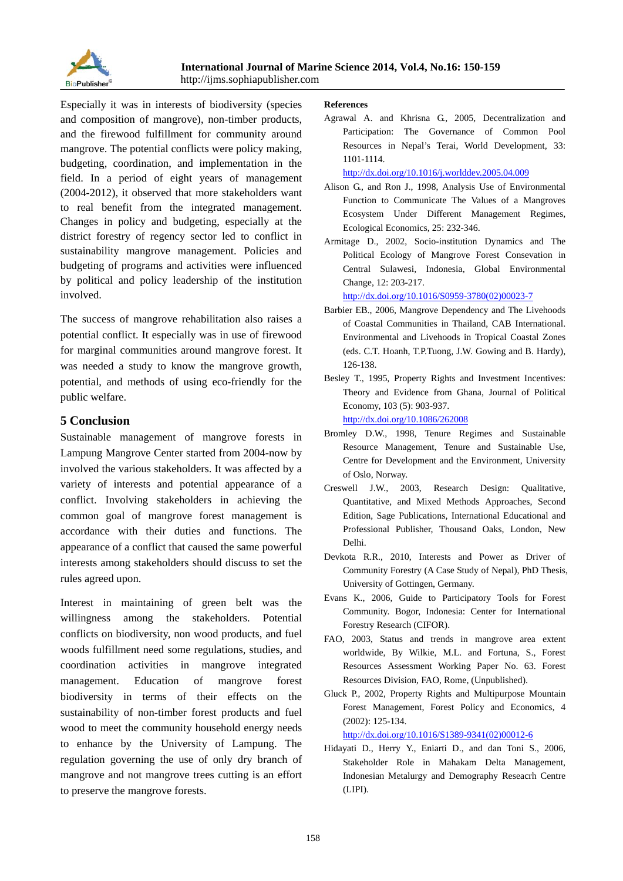Especially it was in interests of biodiversity (species and composition of mangrove), non-timber products, and the firewood fulfillment for community around mangrove. The potential conflicts were policy making, budgeting, coordination, and implementation in the field. In a period of eight years of management (2004-2012), it observed that more stakeholders want to real benefit from the integrated management. Changes in policy and budgeting, especially at the district forestry of regency sector led to conflict in sustainability mangrove management. Policies and budgeting of programs and activities were influenced by political and policy leadership of the institution involved.

The success of mangrove rehabilitation also raises a potential conflict. It especially was in use of firewood for marginal communities around mangrove forest. It was needed a study to know the mangrove growth, potential, and methods of using eco-friendly for the public welfare.

## 5 Conclusion

Sustainable management of mangrove forests in Lampung Mangrove Center started from 2004-now by involved the various stakeholders. It was affected by a variety of interests and potential appearance of a conflict. Involving stakeholders in achieving the common goal of mangrove forest management is accordance with their duties and functions. The appearance of a conflict that caused the same powerful interests among stakeholders should discuss to set the rules agreed upon.

Interest in maintaining of green belt was the willingness among the stakeholders. Potential conflicts on biodiversity, non wood products, and fuel woods fulfillment need some regulations, studies, and coordination activities in mangrove integrated management. Education of mangrove forest biodiversity in terms of their effects on the sustainability of non-timber forest products and fuel wood to meet the community household energy needs to enhance by the University of Lampung. The regulation governing the use of only dry branch of mangrove and not mangrove trees cutting is an effort to preserve the mangrove forests.

**References**

Agrawal A. and Khrisna G., 2005, Decentralization and Participation: The Governance of Common Pool Resources in Nepal's Terai, World Development, 33: 1101-1114.
http://dx.doi.org/10.1016/j.worlddev.2005.04.009

Alison G., and Ron J., 1998, Analysis Use of Environmental Function to Communicate The Values of a Mangroves Ecosystem Under Different Management Regimes, Ecological Economics, 25: 232-346.

Armitage D., 2002, Socio-institution Dynamics and The Political Ecology of Mangrove Forest Conservation in Central Sulawesi, Indonesia, Global Environmental Change, 12: 203-217.
http://dx.doi.org/10.1016/S0959-3780(02)00023-7

Barbier EB., 2006, Mangrove Dependency and The Livehoods of Coastal Communities in Thailand, CAB International. Environmental and Livehoods in Tropical Coastal Zones (eds. C.T. Hoanh, T.P.Tuong, J.W. Gowing and B. Hardy), 126-138.

Besley T., 1995, Property Rights and Investment Incentives: Theory and Evidence from Ghana, Journal of Political Economy, 103 (5): 903-937.
http://dx.doi.org/10.1086/262008

Bromley D.W., 1998, Tenure Regimes and Sustainable Resource Management, Tenure and Sustainable Use, Centre for Development and the Environment, University of Oslo, Norway.

Creswell J.W., 2003, Research Design: Qualitative, Quantitative, and Mixed Methods Approaches, Second Edition, Sage Publications, International Educational and Professional Publisher, Thousand Oaks, London, New Delhi.

Devkota R.R., 2010, Interests and Power as Driver of Community Forestry (A Case Study of Nepal), PhD Thesis, University of Gottingen, Germany.

Evans K., 2006, Guide to Participatory Tools for Forest Community. Bogor, Indonesia: Center for International Forestry Research (CIFOR).

FAO, 2003, Status and trends in mangrove area extent worldwide, By Wilkie, M.L. and Fortuna, S., Forest Resources Assessment Working Paper No. 63. Forest Resources Division, FAO, Rome, (Unpublished).

Gluck P., 2002, Property Rights and Multipurpose Mountain Forest Management, Forest Policy and Economics, 4 (2002): 125-134.
http://dx.doi.org/10.1016/S1389-9341(02)00012-6

Hidayati D., Herry Y., Eniarti D., and dan Toni S., 2006, Stakeholder Role in Mahakam Delta Management, Indonesian Metalurgy and Demography Reseacrh Centre (LIPI).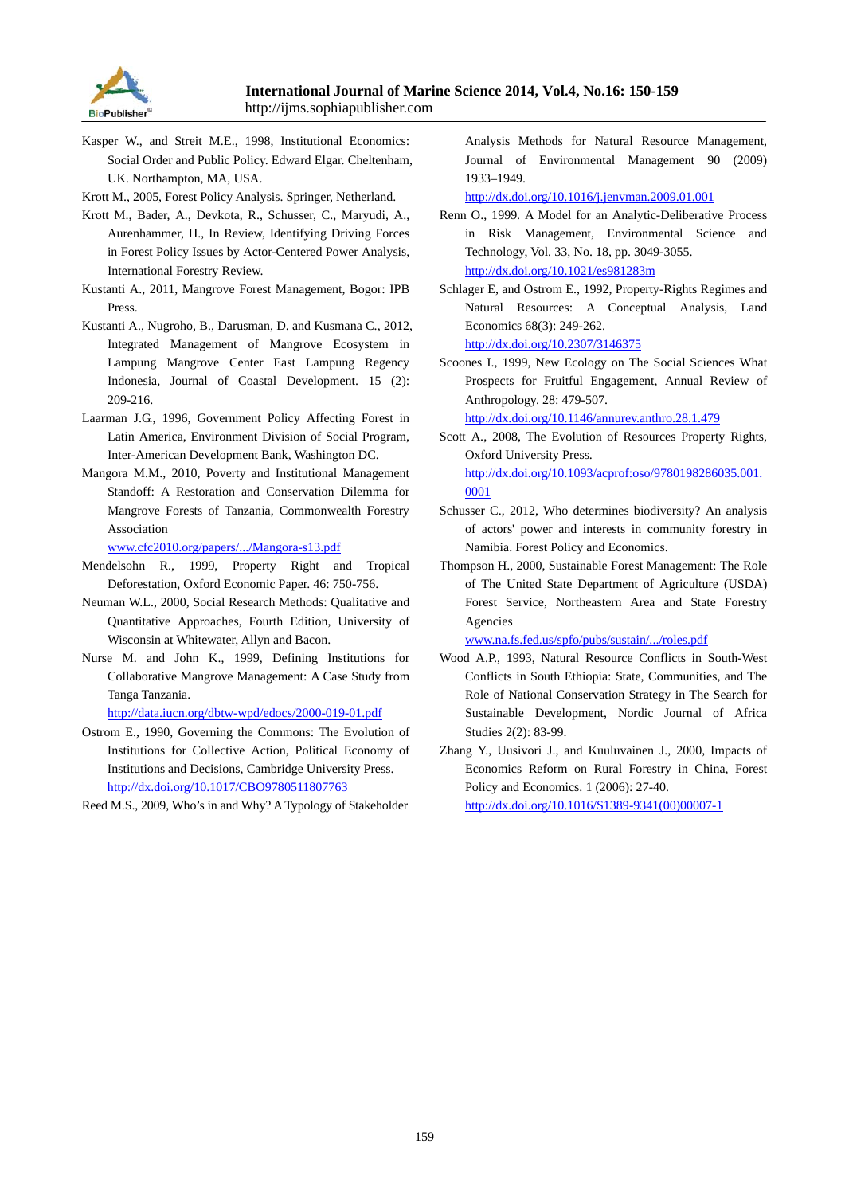Kasper W., and Streit M.E., 1998, Institutional Economics: Social Order and Public Policy. Edward Elgar. Cheltenham, UK. Northampton, MA, USA.

Krott M., 2005, Forest Policy Analysis. Springer, Netherland.

Krott M., Bader, A., Devkota, R., Schusser, C., Maryudi, A., Aurenhammer, H., In Review, Identifying Driving Forces in Forest Policy Issues by Actor-Centered Power Analysis, International Forestry Review.

Kustanti A., 2011, Mangrove Forest Management, Bogor: IPB Press.

Kustanti A., Nugroho, B., Darusman, D. and Kusmana C., 2012, Integrated Management of Mangrove Ecosystem in Lampung Mangrove Center East Lampung Regency Indonesia, Journal of Coastal Development. 15 (2): 209-216.

Laarman J.G., 1996, Government Policy Affecting Forest in Latin America, Environment Division of Social Program, Inter-American Development Bank, Washington DC.

Mangora M.M., 2010, Poverty and Institutional Management Standoff: A Restoration and Conservation Dilemma for Mangrove Forests of Tanzania, Commonwealth Forestry Association
www.cfc2010.org/papers/.../Mangora-s13.pdf

Mendelsohn R., 1999, Property Right and Tropical Deforestation, Oxford Economic Paper. 46: 750-756.

Neuman W.L., 2000, Social Research Methods: Qualitative and Quantitative Approaches, Fourth Edition, University of Wisconsin at Whitewater, Allyn and Bacon.

Nurse M. and John K., 1999, Defining Institutions for Collaborative Mangrove Management: A Case Study from Tanga Tanzania.
http://data.iucn.org/dbtw-wpd/edocs/2000-019-01.pdf

Ostrom E., 1990, Governing the Commons: The Evolution of Institutions for Collective Action, Political Economy of Institutions and Decisions, Cambridge University Press.
http://dx.doi.org/10.1017/CBO9780511807763

Reed M.S., 2009, Who's in and Why? A Typology of Stakeholder Analysis Methods for Natural Resource Management, Journal of Environmental Management 90 (2009) 1933–1949.
http://dx.doi.org/10.1016/j.jenvman.2009.01.001

Renn O., 1999. A Model for an Analytic-Deliberative Process in Risk Management, Environmental Science and Technology, Vol. 33, No. 18, pp. 3049-3055.
http://dx.doi.org/10.1021/es981283m

Schlager E, and Ostrom E., 1992, Property-Rights Regimes and Natural Resources: A Conceptual Analysis, Land Economics 68(3): 249-262.
http://dx.doi.org/10.2307/3146375

Scoones I., 1999, New Ecology on The Social Sciences What Prospects for Fruitful Engagement, Annual Review of Anthropology. 28: 479-507.
http://dx.doi.org/10.1146/annurev.anthro.28.1.479

Scott A., 2008, The Evolution of Resources Property Rights, Oxford University Press.
http://dx.doi.org/10.1093/acprof:oso/9780198286035.001.0001

Schusser C., 2012, Who determines biodiversity? An analysis of actors' power and interests in community forestry in Namibia. Forest Policy and Economics.

Thompson H., 2000, Sustainable Forest Management: The Role of The United State Department of Agriculture (USDA) Forest Service, Northeastern Area and State Forestry Agencies
www.na.fs.fed.us/spfo/pubs/sustain/.../roles.pdf

Wood A.P., 1993, Natural Resource Conflicts in South-West Conflicts in South Ethiopia: State, Communities, and The Role of National Conservation Strategy in The Search for Sustainable Development, Nordic Journal of Africa Studies 2(2): 83-99.

Zhang Y., Uusivori J., and Kuuluvainen J., 2000, Impacts of Economics Reform on Rural Forestry in China, Forest Policy and Economics. 1 (2006): 27-40.
http://dx.doi.org/10.1016/S1389-9341(00)00007-1